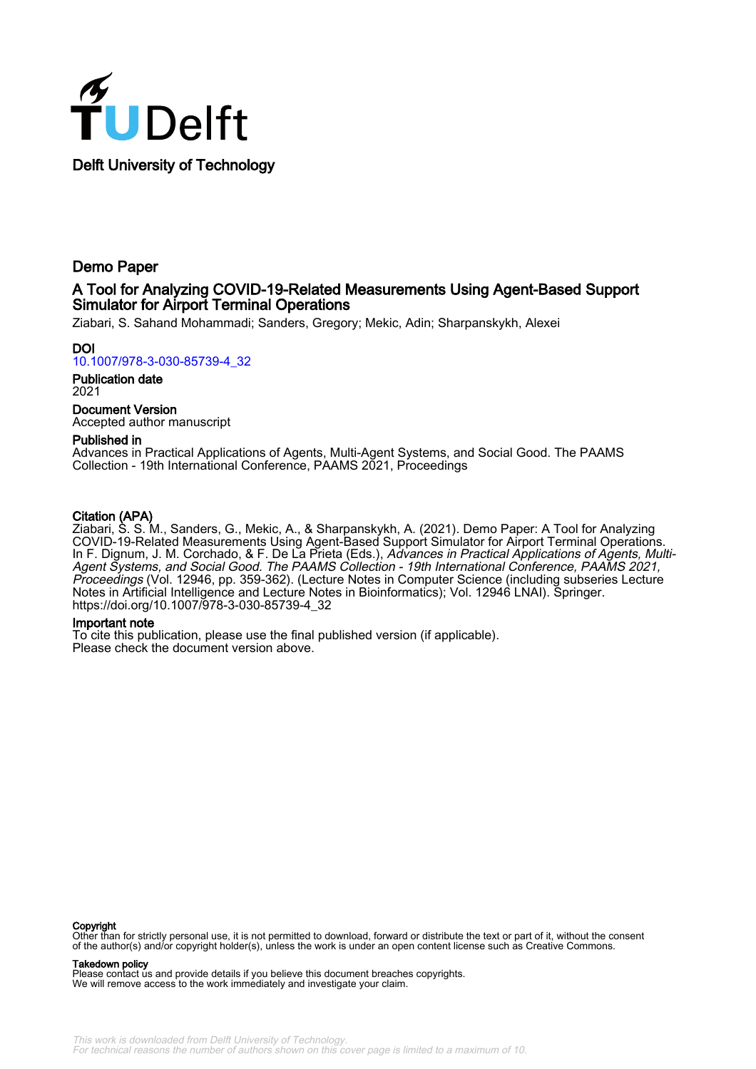Delft University of Technology

# Demo Paper

## A Tool for Analyzing COVID-19-Related Measurements Using Agent-Based Support Simulator for Airport Terminal Operations

Ziabari, S. Sahand Mohammadi; Sanders, Gregory; Mekic, Adin; Sharpanskykh, Alexei

**DOI**
10.1007/978-3-030-85739-4_32

**Publication date**
2021

**Document Version**
Accepted author manuscript

**Published in**
Advances in Practical Applications of Agents, Multi-Agent Systems, and Social Good. The PAAMS Collection - 19th International Conference, PAAMS 2021, Proceedings

**Citation (APA)**
Ziabari, S. S. M., Sanders, G., Mekic, A., & Sharpanskykh, A. (2021). Demo Paper: A Tool for Analyzing COVID-19-Related Measurements Using Agent-Based Support Simulator for Airport Terminal Operations. In F. Dignum, J. M. Corchado, & F. De La Prieta (Eds.), *Advances in Practical Applications of Agents, Multi-Agent Systems, and Social Good. The PAAMS Collection - 19th International Conference, PAAMS 2021, Proceedings* (Vol. 12946, pp. 359-362). (Lecture Notes in Computer Science (including subseries Lecture Notes in Artificial Intelligence and Lecture Notes in Bioinformatics); Vol. 12946 LNAI). Springer. https://doi.org/10.1007/978-3-030-85739-4_32

**Important note**
To cite this publication, please use the final published version (if applicable).
Please check the document version above.

**Copyright**
Other than for strictly personal use, it is not permitted to download, forward or distribute the text or part of it, without the consent of the author(s) and/or copyright holder(s), unless the work is under an open content license such as Creative Commons.

**Takedown policy**
Please contact us and provide details if you believe this document breaches copyrights.
We will remove access to the work immediately and investigate your claim.

This work is downloaded from Delft University of Technology.
For technical reasons the number of authors shown on this cover page is limited to a maximum of 10.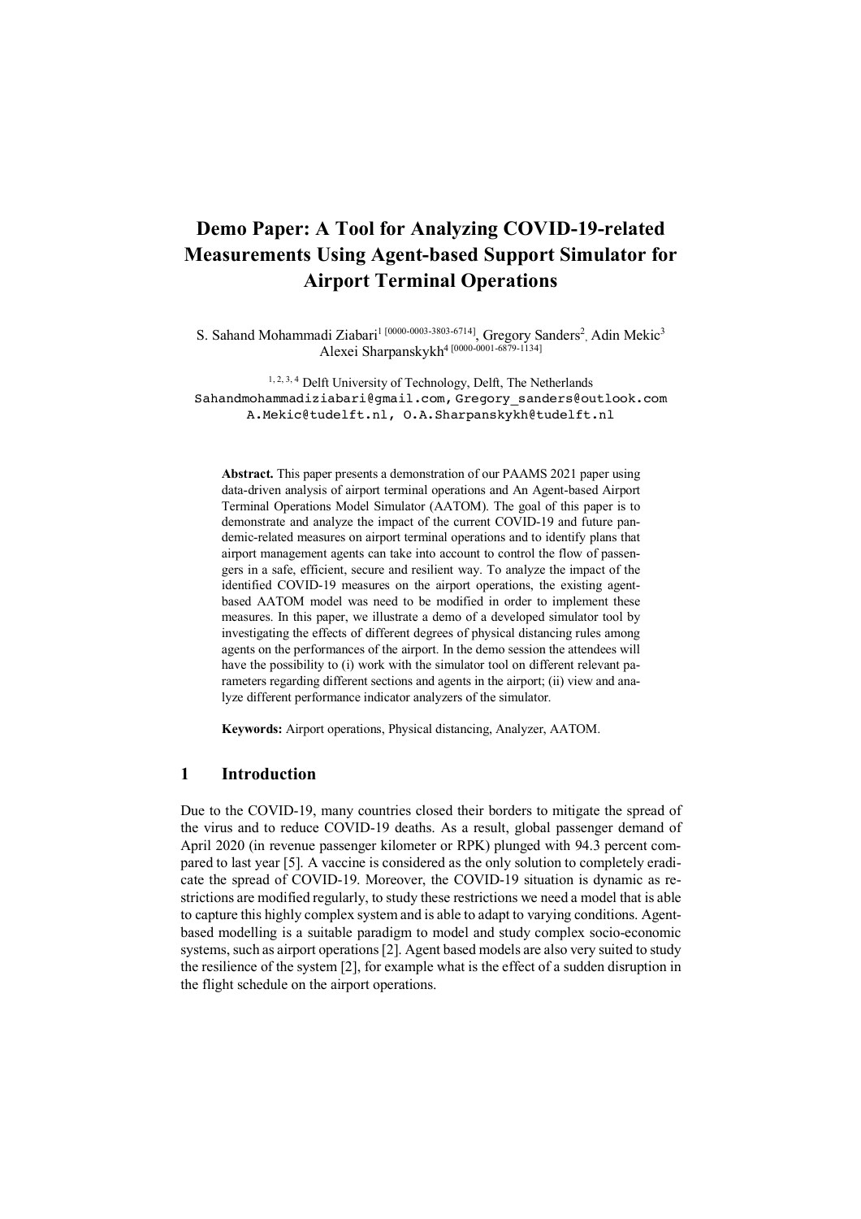# Demo Paper: A Tool for Analyzing COVID-19-related Measurements Using Agent-based Support Simulator for Airport Terminal Operations

S. Sahand Mohammadi Ziabari[1 [0000-0003-3803-6714]], Gregory Sanders[2], Adin Mekic[3] Alexei Sharpanskykh[4 [0000-0001-6879-1134]]

[1, 2, 3, 4] Delft University of Technology, Delft, The Netherlands
Sahandmohammadiziabari@gmail.com, Gregory_sanders@outlook.com
A.Mekic@tudelft.nl, O.A.Sharpanskykh@tudelft.nl

**Abstract.** This paper presents a demonstration of our PAAMS 2021 paper using data-driven analysis of airport terminal operations and An Agent-based Airport Terminal Operations Model Simulator (AATOM). The goal of this paper is to demonstrate and analyze the impact of the current COVID-19 and future pandemic-related measures on airport terminal operations and to identify plans that airport management agents can take into account to control the flow of passengers in a safe, efficient, secure and resilient way. To analyze the impact of the identified COVID-19 measures on the airport operations, the existing agent-based AATOM model was need to be modified in order to implement these measures. In this paper, we illustrate a demo of a developed simulator tool by investigating the effects of different degrees of physical distancing rules among agents on the performances of the airport. In the demo session the attendees will have the possibility to (i) work with the simulator tool on different relevant parameters regarding different sections and agents in the airport; (ii) view and analyze different performance indicator analyzers of the simulator.

**Keywords:** Airport operations, Physical distancing, Analyzer, AATOM.

## 1 Introduction

Due to the COVID-19, many countries closed their borders to mitigate the spread of the virus and to reduce COVID-19 deaths. As a result, global passenger demand of April 2020 (in revenue passenger kilometer or RPK) plunged with 94.3 percent compared to last year [5]. A vaccine is considered as the only solution to completely eradicate the spread of COVID-19. Moreover, the COVID-19 situation is dynamic as restrictions are modified regularly, to study these restrictions we need a model that is able to capture this highly complex system and is able to adapt to varying conditions. Agent-based modelling is a suitable paradigm to model and study complex socio-economic systems, such as airport operations [2]. Agent based models are also very suited to study the resilience of the system [2], for example what is the effect of a sudden disruption in the flight schedule on the airport operations.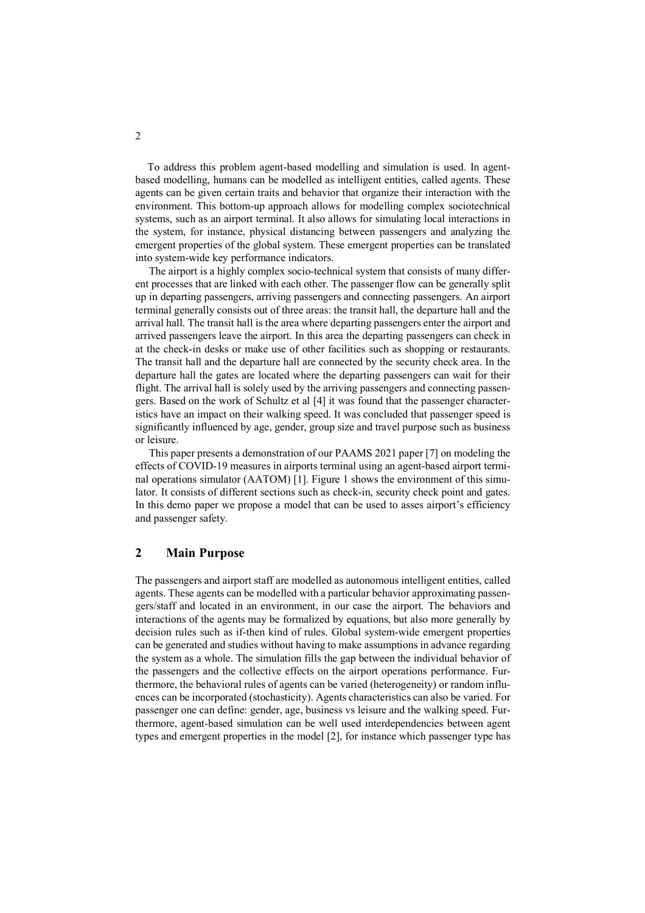To address this problem agent-based modelling and simulation is used. In agent-based modelling, humans can be modelled as intelligent entities, called agents. These agents can be given certain traits and behavior that organize their interaction with the environment. This bottom-up approach allows for modelling complex sociotechnical systems, such as an airport terminal. It also allows for simulating local interactions in the system, for instance, physical distancing between passengers and analyzing the emergent properties of the global system. These emergent properties can be translated into system-wide key performance indicators.

The airport is a highly complex socio-technical system that consists of many different processes that are linked with each other. The passenger flow can be generally split up in departing passengers, arriving passengers and connecting passengers. An airport terminal generally consists out of three areas: the transit hall, the departure hall and the arrival hall. The transit hall is the area where departing passengers enter the airport and arrived passengers leave the airport. In this area the departing passengers can check in at the check-in desks or make use of other facilities such as shopping or restaurants. The transit hall and the departure hall are connected by the security check area. In the departure hall the gates are located where the departing passengers can wait for their flight. The arrival hall is solely used by the arriving passengers and connecting passengers. Based on the work of Schultz et al [4] it was found that the passenger characteristics have an impact on their walking speed. It was concluded that passenger speed is significantly influenced by age, gender, group size and travel purpose such as business or leisure.

This paper presents a demonstration of our PAAMS 2021 paper [7] on modeling the effects of COVID-19 measures in airports terminal using an agent-based airport terminal operations simulator (AATOM) [1]. Figure 1 shows the environment of this simulator. It consists of different sections such as check-in, security check point and gates. In this demo paper we propose a model that can be used to asses airport's efficiency and passenger safety.

## 2 Main Purpose

The passengers and airport staff are modelled as autonomous intelligent entities, called agents. These agents can be modelled with a particular behavior approximating passengers/staff and located in an environment, in our case the airport. The behaviors and interactions of the agents may be formalized by equations, but also more generally by decision rules such as if-then kind of rules. Global system-wide emergent properties can be generated and studies without having to make assumptions in advance regarding the system as a whole. The simulation fills the gap between the individual behavior of the passengers and the collective effects on the airport operations performance. Furthermore, the behavioral rules of agents can be varied (heterogeneity) or random influences can be incorporated (stochasticity). Agents characteristics can also be varied. For passenger one can define: gender, age, business vs leisure and the walking speed. Furthermore, agent-based simulation can be well used interdependencies between agent types and emergent properties in the model [2], for instance which passenger type has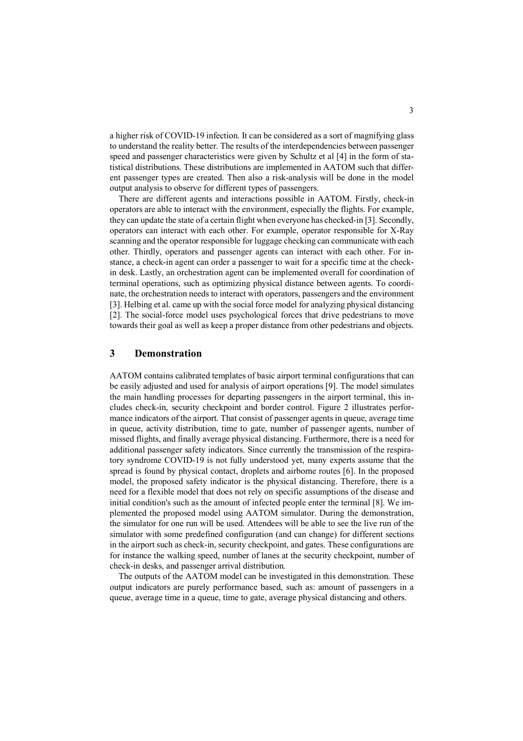a higher risk of COVID-19 infection. It can be considered as a sort of magnifying glass to understand the reality better. The results of the interdependencies between passenger speed and passenger characteristics were given by Schultz et al [4] in the form of statistical distributions. These distributions are implemented in AATOM such that different passenger types are created. Then also a risk-analysis will be done in the model output analysis to observe for different types of passengers.

There are different agents and interactions possible in AATOM. Firstly, check-in operators are able to interact with the environment, especially the flights. For example, they can update the state of a certain flight when everyone has checked-in [3]. Secondly, operators can interact with each other. For example, operator responsible for X-Ray scanning and the operator responsible for luggage checking can communicate with each other. Thirdly, operators and passenger agents can interact with each other. For instance, a check-in agent can order a passenger to wait for a specific time at the check-in desk. Lastly, an orchestration agent can be implemented overall for coordination of terminal operations, such as optimizing physical distance between agents. To coordinate, the orchestration needs to interact with operators, passengers and the environment [3]. Helbing et al. came up with the social force model for analyzing physical distancing [2]. The social-force model uses psychological forces that drive pedestrians to move towards their goal as well as keep a proper distance from other pedestrians and objects.

## 3 Demonstration

AATOM contains calibrated templates of basic airport terminal configurations that can be easily adjusted and used for analysis of airport operations [9]. The model simulates the main handling processes for departing passengers in the airport terminal, this includes check-in, security checkpoint and border control. Figure 2 illustrates performance indicators of the airport. That consist of passenger agents in queue, average time in queue, activity distribution, time to gate, number of passenger agents, number of missed flights, and finally average physical distancing. Furthermore, there is a need for additional passenger safety indicators. Since currently the transmission of the respiratory syndrome COVID-19 is not fully understood yet, many experts assume that the spread is found by physical contact, droplets and airborne routes [6]. In the proposed model, the proposed safety indicator is the physical distancing. Therefore, there is a need for a flexible model that does not rely on specific assumptions of the disease and initial condition's such as the amount of infected people enter the terminal [8]. We implemented the proposed model using AATOM simulator. During the demonstration, the simulator for one run will be used. Attendees will be able to see the live run of the simulator with some predefined configuration (and can change) for different sections in the airport such as check-in, security checkpoint, and gates. These configurations are for instance the walking speed, number of lanes at the security checkpoint, number of check-in desks, and passenger arrival distribution.

The outputs of the AATOM model can be investigated in this demonstration. These output indicators are purely performance based, such as: amount of passengers in a queue, average time in a queue, time to gate, average physical distancing and others.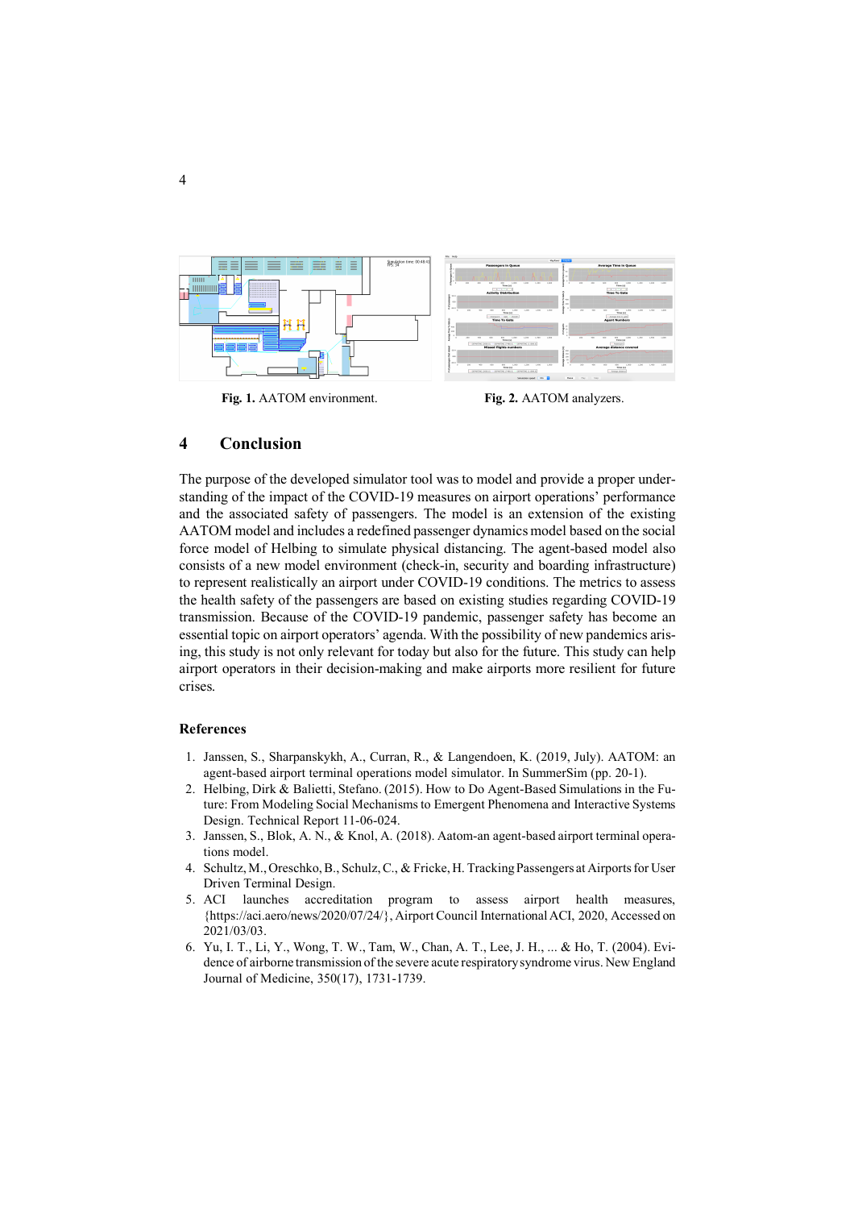Fig. 1. AATOM environment.

Fig. 2. AATOM analyzers.

## 4 Conclusion

The purpose of the developed simulator tool was to model and provide a proper understanding of the impact of the COVID-19 measures on airport operations' performance and the associated safety of passengers. The model is an extension of the existing AATOM model and includes a redefined passenger dynamics model based on the social force model of Helbing to simulate physical distancing. The agent-based model also consists of a new model environment (check-in, security and boarding infrastructure) to represent realistically an airport under COVID-19 conditions. The metrics to assess the health safety of the passengers are based on existing studies regarding COVID-19 transmission. Because of the COVID-19 pandemic, passenger safety has become an essential topic on airport operators' agenda. With the possibility of new pandemics arising, this study is not only relevant for today but also for the future. This study can help airport operators in their decision-making and make airports more resilient for future crises.

### References

1. Janssen, S., Sharpanskykh, A., Curran, R., & Langendoen, K. (2019, July). AATOM: an agent-based airport terminal operations model simulator. In SummerSim (pp. 20-1).
2. Helbing, Dirk & Balietti, Stefano. (2015). How to Do Agent-Based Simulations in the Future: From Modeling Social Mechanisms to Emergent Phenomena and Interactive Systems Design. Technical Report 11-06-024.
3. Janssen, S., Blok, A. N., & Knol, A. (2018). Aatom-an agent-based airport terminal operations model.
4. Schultz, M., Oreschko, B., Schulz, C., & Fricke, H. Tracking Passengers at Airports for User Driven Terminal Design.
5. ACI launches accreditation program to assess airport health measures, {https://aci.aero/news/2020/07/24/}, Airport Council International ACI, 2020, Accessed on 2021/03/03.
6. Yu, I. T., Li, Y., Wong, T. W., Tam, W., Chan, A. T., Lee, J. H., ... & Ho, T. (2004). Evidence of airborne transmission of the severe acute respiratory syndrome virus. New England Journal of Medicine, 350(17), 1731-1739.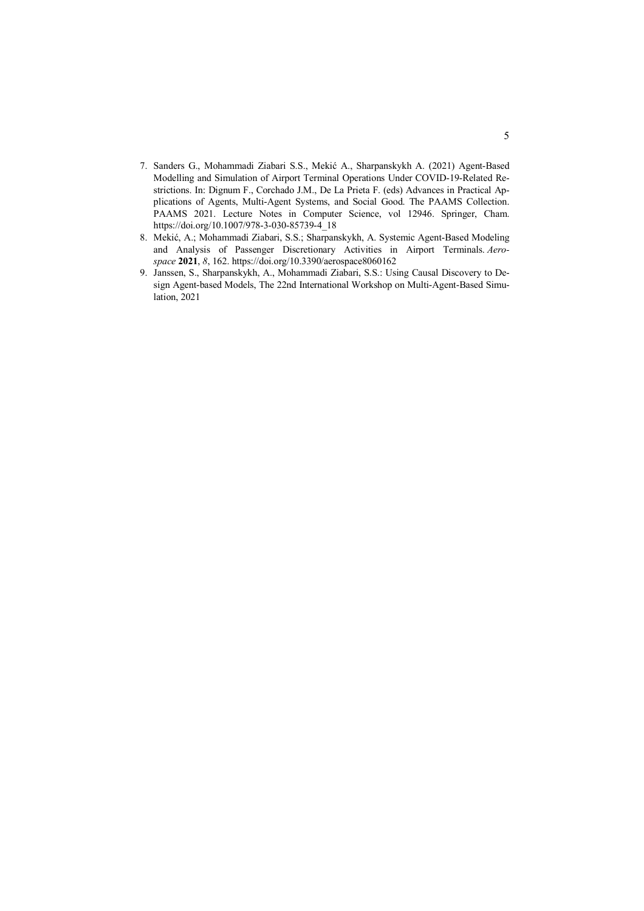7. Sanders G., Mohammadi Ziabari S.S., Mekić A., Sharpanskykh A. (2021) Agent-Based Modelling and Simulation of Airport Terminal Operations Under COVID-19-Related Restrictions. In: Dignum F., Corchado J.M., De La Prieta F. (eds) Advances in Practical Applications of Agents, Multi-Agent Systems, and Social Good. The PAAMS Collection. PAAMS 2021. Lecture Notes in Computer Science, vol 12946. Springer, Cham. https://doi.org/10.1007/978-3-030-85739-4_18
8. Mekić, A.; Mohammadi Ziabari, S.S.; Sharpanskykh, A. Systemic Agent-Based Modeling and Analysis of Passenger Discretionary Activities in Airport Terminals. *Aerospace* **2021**, *8*, 162. https://doi.org/10.3390/aerospace8060162
9. Janssen, S., Sharpanskykh, A., Mohammadi Ziabari, S.S.: Using Causal Discovery to Design Agent-based Models, The 22nd International Workshop on Multi-Agent-Based Simulation, 2021